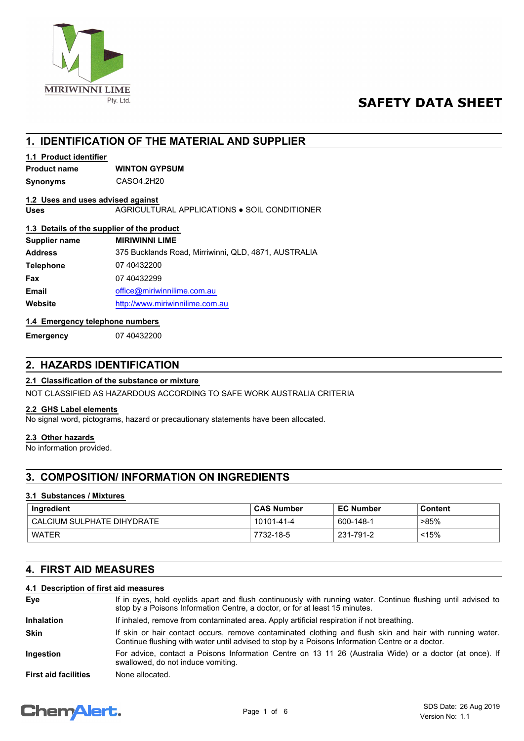MIRIWINNI LIME
Pty. Ltd.

# SAFETY DATA SHEET

## 1. IDENTIFICATION OF THE MATERIAL AND SUPPLIER

### 1.1 Product identifier

| | |
|---|---|
| **Product name** | **WINTON GYPSUM** |
| **Synonyms** | CASO4.2H20 |

### 1.2 Uses and uses advised against

| | |
|---|---|
| **Uses** | AGRICULTURAL APPLICATIONS ● SOIL CONDITIONER |

### 1.3 Details of the supplier of the product

| | |
|---|---|
| **Supplier name** | **MIRIWINNI LIME** |
| **Address** | 375 Bucklands Road, Mirriwinni, QLD, 4871, AUSTRALIA |
| **Telephone** | 07 40432200 |
| **Fax** | 07 40432299 |
| **Email** | office@miriwinnilime.com.au |
| **Website** | http://www.miriwinnilime.com.au |

### 1.4 Emergency telephone numbers

| | |
|---|---|
| **Emergency** | 07 40432200 |

## 2. HAZARDS IDENTIFICATION

### 2.1 Classification of the substance or mixture

NOT CLASSIFIED AS HAZARDOUS ACCORDING TO SAFE WORK AUSTRALIA CRITERIA

### 2.2 GHS Label elements

No signal word, pictograms, hazard or precautionary statements have been allocated.

### 2.3 Other hazards

No information provided.

## 3. COMPOSITION/ INFORMATION ON INGREDIENTS

### 3.1 Substances / Mixtures

| Ingredient | CAS Number | EC Number | Content |
|---|---|---|---|
| CALCIUM SULPHATE DIHYDRATE | 10101-41-4 | 600-148-1 | >85% |
| WATER | 7732-18-5 | 231-791-2 | <15% |

## 4. FIRST AID MEASURES

### 4.1 Description of first aid measures

| | |
|---|---|
| **Eye** | If in eyes, hold eyelids apart and flush continuously with running water. Continue flushing until advised to stop by a Poisons Information Centre, a doctor, or for at least 15 minutes. |
| **Inhalation** | If inhaled, remove from contaminated area. Apply artificial respiration if not breathing. |
| **Skin** | If skin or hair contact occurs, remove contaminated clothing and flush skin and hair with running water. Continue flushing with water until advised to stop by a Poisons Information Centre or a doctor. |
| **Ingestion** | For advice, contact a Poisons Information Centre on 13 11 26 (Australia Wide) or a doctor (at once). If swallowed, do not induce vomiting. |
| **First aid facilities** | None allocated. |

SDS Date: 26 Aug 2019
Version No: 1.1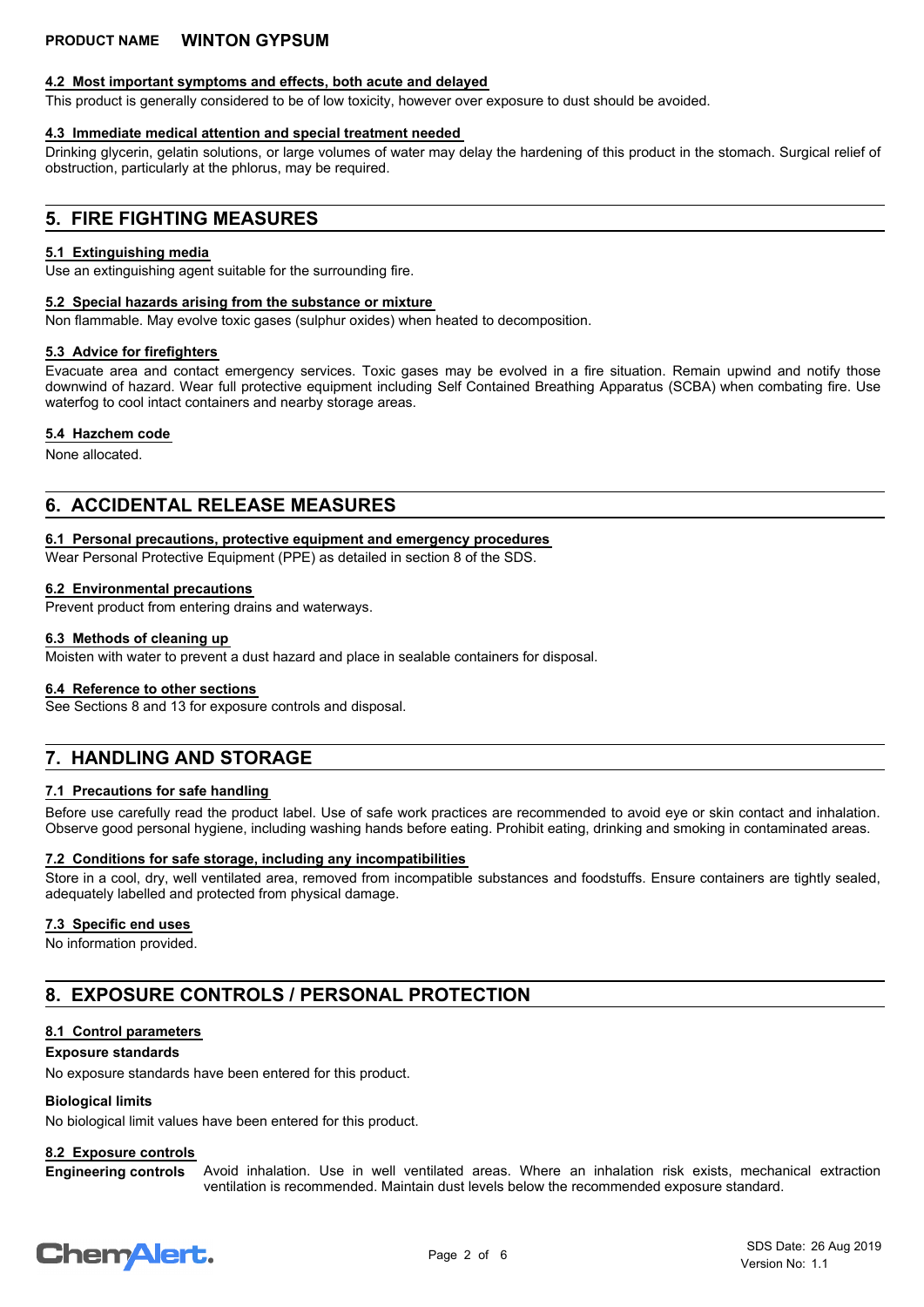#### 4.2 Most important symptoms and effects, both acute and delayed

This product is generally considered to be of low toxicity, however over exposure to dust should be avoided.

#### 4.3 Immediate medical attention and special treatment needed

Drinking glycerin, gelatin solutions, or large volumes of water may delay the hardening of this product in the stomach. Surgical relief of obstruction, particularly at the phlorus, may be required.

## 5. FIRE FIGHTING MEASURES

#### 5.1 Extinguishing media

Use an extinguishing agent suitable for the surrounding fire.

#### 5.2 Special hazards arising from the substance or mixture

Non flammable. May evolve toxic gases (sulphur oxides) when heated to decomposition.

#### 5.3 Advice for firefighters

Evacuate area and contact emergency services. Toxic gases may be evolved in a fire situation. Remain upwind and notify those downwind of hazard. Wear full protective equipment including Self Contained Breathing Apparatus (SCBA) when combating fire. Use waterfog to cool intact containers and nearby storage areas.

#### 5.4 Hazchem code

None allocated.

## 6. ACCIDENTAL RELEASE MEASURES

#### 6.1 Personal precautions, protective equipment and emergency procedures

Wear Personal Protective Equipment (PPE) as detailed in section 8 of the SDS.

#### 6.2 Environmental precautions

Prevent product from entering drains and waterways.

#### 6.3 Methods of cleaning up

Moisten with water to prevent a dust hazard and place in sealable containers for disposal.

#### 6.4 Reference to other sections

See Sections 8 and 13 for exposure controls and disposal.

## 7. HANDLING AND STORAGE

#### 7.1 Precautions for safe handling

Before use carefully read the product label. Use of safe work practices are recommended to avoid eye or skin contact and inhalation. Observe good personal hygiene, including washing hands before eating. Prohibit eating, drinking and smoking in contaminated areas.

#### 7.2 Conditions for safe storage, including any incompatibilities

Store in a cool, dry, well ventilated area, removed from incompatible substances and foodstuffs. Ensure containers are tightly sealed, adequately labelled and protected from physical damage.

#### 7.3 Specific end uses

No information provided.

## 8. EXPOSURE CONTROLS / PERSONAL PROTECTION

#### 8.1 Control parameters

**Exposure standards**

No exposure standards have been entered for this product.

**Biological limits**

No biological limit values have been entered for this product.

#### 8.2 Exposure controls

**Engineering controls** Avoid inhalation. Use in well ventilated areas. Where an inhalation risk exists, mechanical extraction ventilation is recommended. Maintain dust levels below the recommended exposure standard.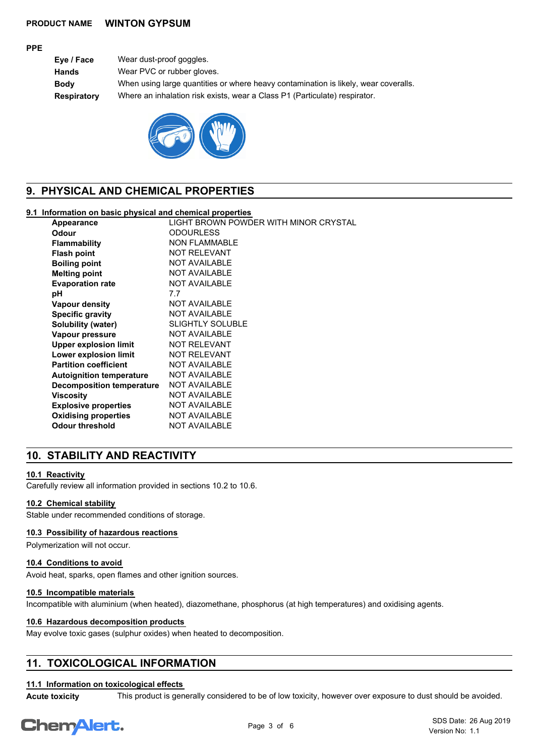**PRODUCT NAME WINTON GYPSUM**

**PPE**

| | |
|---|---|
| **Eye / Face** | Wear dust-proof goggles. |
| **Hands** | Wear PVC or rubber gloves. |
| **Body** | When using large quantities or where heavy contamination is likely, wear coveralls. |
| **Respiratory** | Where an inhalation risk exists, wear a Class P1 (Particulate) respirator. |

## 9. PHYSICAL AND CHEMICAL PROPERTIES

### 9.1 Information on basic physical and chemical properties

| | |
|---|---|
| **Appearance** | LIGHT BROWN POWDER WITH MINOR CRYSTAL |
| **Odour** | ODOURLESS |
| **Flammability** | NON FLAMMABLE |
| **Flash point** | NOT RELEVANT |
| **Boiling point** | NOT AVAILABLE |
| **Melting point** | NOT AVAILABLE |
| **Evaporation rate** | NOT AVAILABLE |
| **pH** | 7.7 |
| **Vapour density** | NOT AVAILABLE |
| **Specific gravity** | NOT AVAILABLE |
| **Solubility (water)** | SLIGHTLY SOLUBLE |
| **Vapour pressure** | NOT AVAILABLE |
| **Upper explosion limit** | NOT RELEVANT |
| **Lower explosion limit** | NOT RELEVANT |
| **Partition coefficient** | NOT AVAILABLE |
| **Autoignition temperature** | NOT AVAILABLE |
| **Decomposition temperature** | NOT AVAILABLE |
| **Viscosity** | NOT AVAILABLE |
| **Explosive properties** | NOT AVAILABLE |
| **Oxidising properties** | NOT AVAILABLE |
| **Odour threshold** | NOT AVAILABLE |

## 10. STABILITY AND REACTIVITY

### 10.1 Reactivity

Carefully review all information provided in sections 10.2 to 10.6.

### 10.2 Chemical stability

Stable under recommended conditions of storage.

### 10.3 Possibility of hazardous reactions

Polymerization will not occur.

### 10.4 Conditions to avoid

Avoid heat, sparks, open flames and other ignition sources.

### 10.5 Incompatible materials

Incompatible with aluminium (when heated), diazomethane, phosphorus (at high temperatures) and oxidising agents.

### 10.6 Hazardous decomposition products

May evolve toxic gases (sulphur oxides) when heated to decomposition.

## 11. TOXICOLOGICAL INFORMATION

### 11.1 Information on toxicological effects

**Acute toxicity** This product is generally considered to be of low toxicity, however over exposure to dust should be avoided.

SDS Date: 26 Aug 2019
Version No: 1.1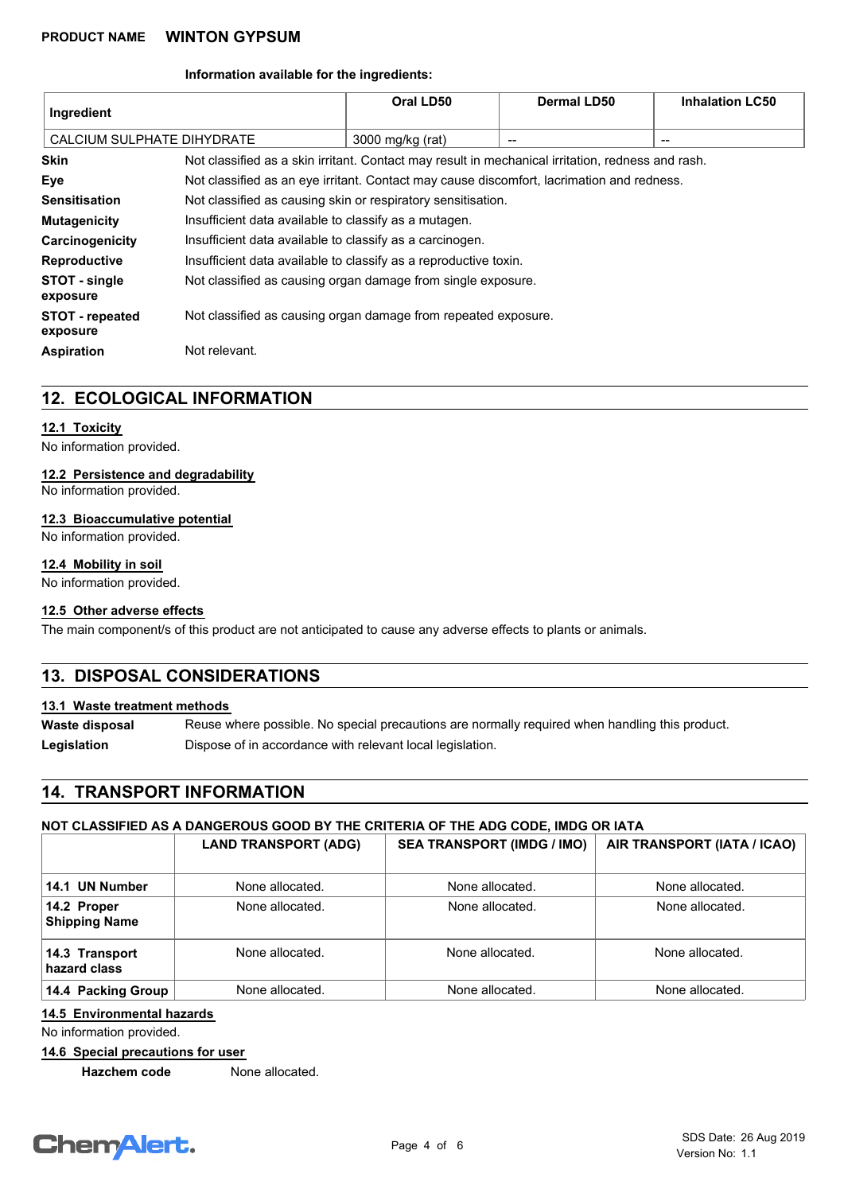**Information available for the ingredients:**

| Ingredient | Oral LD50 | Dermal LD50 | Inhalation LC50 |
| --- | --- | --- | --- |
| CALCIUM SULPHATE DIHYDRATE | 3000 mg/kg (rat) | -- | -- |

| | |
| --- | --- |
| **Skin** | Not classified as a skin irritant. Contact may result in mechanical irritation, redness and rash. |
| **Eye** | Not classified as an eye irritant. Contact may cause discomfort, lacrimation and redness. |
| **Sensitisation** | Not classified as causing skin or respiratory sensitisation. |
| **Mutagenicity** | Insufficient data available to classify as a mutagen. |
| **Carcinogenicity** | Insufficient data available to classify as a carcinogen. |
| **Reproductive** | Insufficient data available to classify as a reproductive toxin. |
| **STOT - single exposure** | Not classified as causing organ damage from single exposure. |
| **STOT - repeated exposure** | Not classified as causing organ damage from repeated exposure. |
| **Aspiration** | Not relevant. |

## 12. ECOLOGICAL INFORMATION

### 12.1 Toxicity

No information provided.

### 12.2 Persistence and degradability

No information provided.

### 12.3 Bioaccumulative potential

No information provided.

### 12.4 Mobility in soil

No information provided.

### 12.5 Other adverse effects

The main component/s of this product are not anticipated to cause any adverse effects to plants or animals.

## 13. DISPOSAL CONSIDERATIONS

### 13.1 Waste treatment methods

| | |
| --- | --- |
| **Waste disposal** | Reuse where possible. No special precautions are normally required when handling this product. |
| **Legislation** | Dispose of in accordance with relevant local legislation. |

## 14. TRANSPORT INFORMATION

**NOT CLASSIFIED AS A DANGEROUS GOOD BY THE CRITERIA OF THE ADG CODE, IMDG OR IATA**

| | LAND TRANSPORT (ADG) | SEA TRANSPORT (IMDG / IMO) | AIR TRANSPORT (IATA / ICAO) |
| --- | --- | --- | --- |
| **14.1 UN Number** | None allocated. | None allocated. | None allocated. |
| **14.2 Proper Shipping Name** | None allocated. | None allocated. | None allocated. |
| **14.3 Transport hazard class** | None allocated. | None allocated. | None allocated. |
| **14.4 Packing Group** | None allocated. | None allocated. | None allocated. |

### 14.5 Environmental hazards

No information provided.

### 14.6 Special precautions for user

**Hazchem code** None allocated.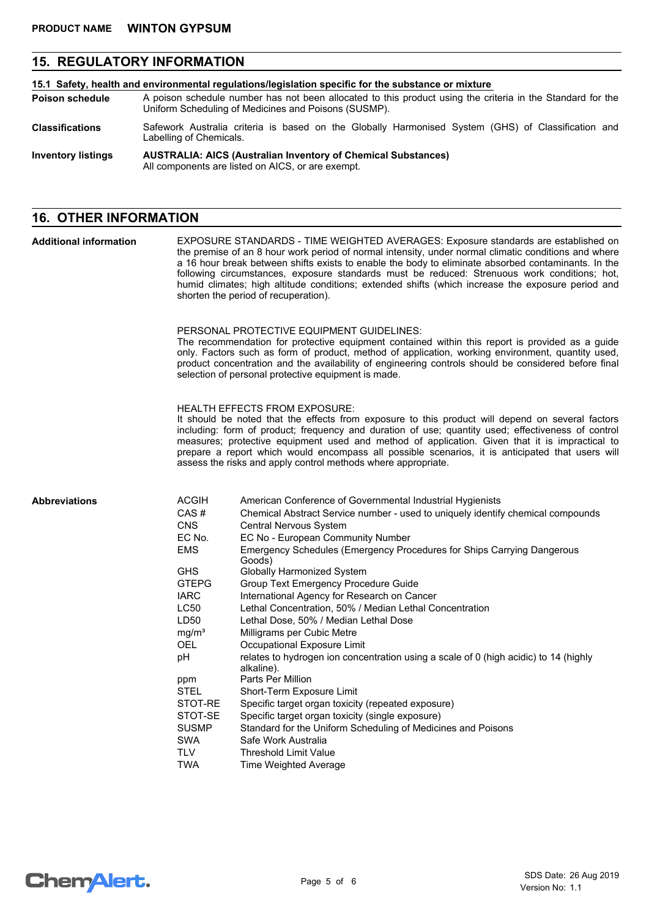## 15. REGULATORY INFORMATION

**15.1 Safety, health and environmental regulations/legislation specific for the substance or mixture**

**Poison schedule** A poison schedule number has not been allocated to this product using the criteria in the Standard for the Uniform Scheduling of Medicines and Poisons (SUSMP).

**Classifications** Safework Australia criteria is based on the Globally Harmonised System (GHS) of Classification and Labelling of Chemicals.

**Inventory listings** **AUSTRALIA: AICS (Australian Inventory of Chemical Substances)**
All components are listed on AICS, or are exempt.

## 16. OTHER INFORMATION

**Additional information**

EXPOSURE STANDARDS - TIME WEIGHTED AVERAGES: Exposure standards are established on the premise of an 8 hour work period of normal intensity, under normal climatic conditions and where a 16 hour break between shifts exists to enable the body to eliminate absorbed contaminants. In the following circumstances, exposure standards must be reduced: Strenuous work conditions; hot, humid climates; high altitude conditions; extended shifts (which increase the exposure period and shorten the period of recuperation).

PERSONAL PROTECTIVE EQUIPMENT GUIDELINES:
The recommendation for protective equipment contained within this report is provided as a guide only. Factors such as form of product, method of application, working environment, quantity used, product concentration and the availability of engineering controls should be considered before final selection of personal protective equipment is made.

HEALTH EFFECTS FROM EXPOSURE:
It should be noted that the effects from exposure to this product will depend on several factors including: form of product; frequency and duration of use; quantity used; effectiveness of control measures; protective equipment used and method of application. Given that it is impractical to prepare a report which would encompass all possible scenarios, it is anticipated that users will assess the risks and apply control methods where appropriate.

**Abbreviations**

| | |
|---|---|
| ACGIH | American Conference of Governmental Industrial Hygienists |
| CAS # | Chemical Abstract Service number - used to uniquely identify chemical compounds |
| CNS | Central Nervous System |
| EC No. | EC No - European Community Number |
| EMS | Emergency Schedules (Emergency Procedures for Ships Carrying Dangerous Goods) |
| GHS | Globally Harmonized System |
| GTEPG | Group Text Emergency Procedure Guide |
| IARC | International Agency for Research on Cancer |
| LC50 | Lethal Concentration, 50% / Median Lethal Concentration |
| LD50 | Lethal Dose, 50% / Median Lethal Dose |
| $mg/m^3$ | Milligrams per Cubic Metre |
| OEL | Occupational Exposure Limit |
| pH | relates to hydrogen ion concentration using a scale of 0 (high acidic) to 14 (highly alkaline). |
| ppm | Parts Per Million |
| STEL | Short-Term Exposure Limit |
| STOT-RE | Specific target organ toxicity (repeated exposure) |
| STOT-SE | Specific target organ toxicity (single exposure) |
| SUSMP | Standard for the Uniform Scheduling of Medicines and Poisons |
| SWA | Safe Work Australia |
| TLV | Threshold Limit Value |
| TWA | Time Weighted Average |

SDS Date: 26 Aug 2019
Version No: 1.1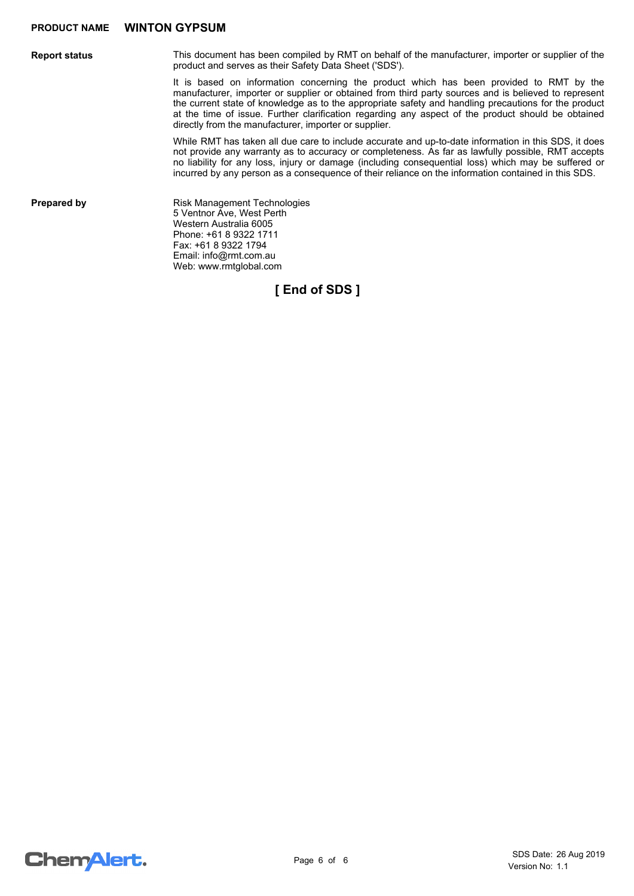**Report status**

This document has been compiled by RMT on behalf of the manufacturer, importer or supplier of the product and serves as their Safety Data Sheet ('SDS').

It is based on information concerning the product which has been provided to RMT by the manufacturer, importer or supplier or obtained from third party sources and is believed to represent the current state of knowledge as to the appropriate safety and handling precautions for the product at the time of issue. Further clarification regarding any aspect of the product should be obtained directly from the manufacturer, importer or supplier.

While RMT has taken all due care to include accurate and up-to-date information in this SDS, it does not provide any warranty as to accuracy or completeness. As far as lawfully possible, RMT accepts no liability for any loss, injury or damage (including consequential loss) which may be suffered or incurred by any person as a consequence of their reliance on the information contained in this SDS.

**Prepared by**

Risk Management Technologies
5 Ventnor Ave, West Perth
Western Australia 6005
Phone: +61 8 9322 1711
Fax: +61 8 9322 1794
Email: info@rmt.com.au
Web: www.rmtglobal.com

**[ End of SDS ]**